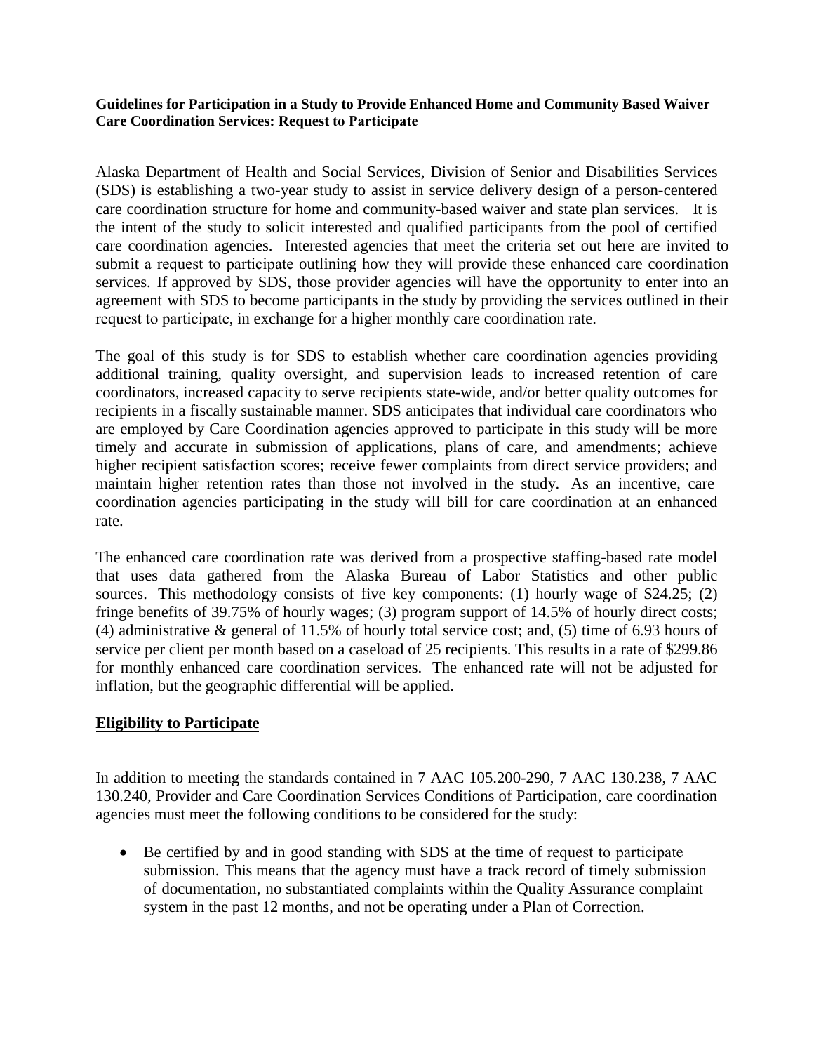**Guidelines for Participation in a Study to Provide Enhanced Home and Community Based Waiver Care Coordination Services: Request to Participate**

Alaska Department of Health and Social Services, Division of Senior and Disabilities Services (SDS) is establishing a two-year study to assist in service delivery design of a person-centered care coordination structure for home and community-based waiver and state plan services. It is the intent of the study to solicit interested and qualified participants from the pool of certified care coordination agencies. Interested agencies that meet the criteria set out here are invited to submit a request to participate outlining how they will provide these enhanced care coordination services. If approved by SDS, those provider agencies will have the opportunity to enter into an agreement with SDS to become participants in the study by providing the services outlined in their request to participate, in exchange for a higher monthly care coordination rate.

The goal of this study is for SDS to establish whether care coordination agencies providing additional training, quality oversight, and supervision leads to increased retention of care coordinators, increased capacity to serve recipients state-wide, and/or better quality outcomes for recipients in a fiscally sustainable manner. SDS anticipates that individual care coordinators who are employed by Care Coordination agencies approved to participate in this study will be more timely and accurate in submission of applications, plans of care, and amendments; achieve higher recipient satisfaction scores; receive fewer complaints from direct service providers; and maintain higher retention rates than those not involved in the study. As an incentive, care coordination agencies participating in the study will bill for care coordination at an enhanced rate.

The enhanced care coordination rate was derived from a prospective staffing-based rate model that uses data gathered from the Alaska Bureau of Labor Statistics and other public sources. This methodology consists of five key components: (1) hourly wage of $24.25; (2) fringe benefits of 39.75% of hourly wages; (3) program support of 14.5% of hourly direct costs; (4) administrative & general of 11.5% of hourly total service cost; and, (5) time of 6.93 hours of service per client per month based on a caseload of 25 recipients. This results in a rate of $299.86 for monthly enhanced care coordination services. The enhanced rate will not be adjusted for inflation, but the geographic differential will be applied.

## Eligibility to Participate

In addition to meeting the standards contained in 7 AAC 105.200-290, 7 AAC 130.238, 7 AAC 130.240, Provider and Care Coordination Services Conditions of Participation, care coordination agencies must meet the following conditions to be considered for the study:

- Be certified by and in good standing with SDS at the time of request to participate submission. This means that the agency must have a track record of timely submission of documentation, no substantiated complaints within the Quality Assurance complaint system in the past 12 months, and not be operating under a Plan of Correction.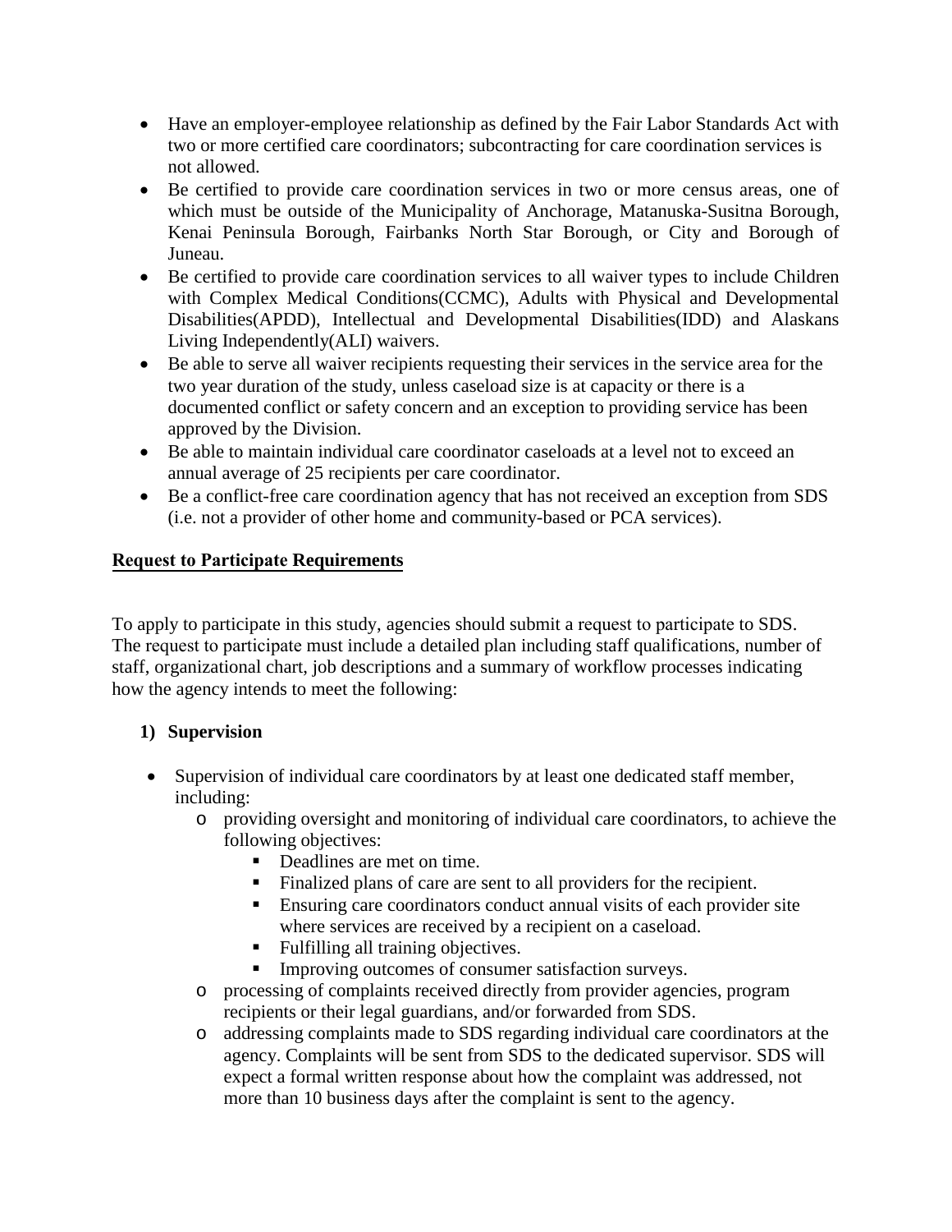- Have an employer-employee relationship as defined by the Fair Labor Standards Act with two or more certified care coordinators; subcontracting for care coordination services is not allowed.
- Be certified to provide care coordination services in two or more census areas, one of which must be outside of the Municipality of Anchorage, Matanuska-Susitna Borough, Kenai Peninsula Borough, Fairbanks North Star Borough, or City and Borough of Juneau.
- Be certified to provide care coordination services to all waiver types to include Children with Complex Medical Conditions(CCMC), Adults with Physical and Developmental Disabilities(APDD), Intellectual and Developmental Disabilities(IDD) and Alaskans Living Independently(ALI) waivers.
- Be able to serve all waiver recipients requesting their services in the service area for the two year duration of the study, unless caseload size is at capacity or there is a documented conflict or safety concern and an exception to providing service has been approved by the Division.
- Be able to maintain individual care coordinator caseloads at a level not to exceed an annual average of 25 recipients per care coordinator.
- Be a conflict-free care coordination agency that has not received an exception from SDS (i.e. not a provider of other home and community-based or PCA services).

**Request to Participate Requirements**

To apply to participate in this study, agencies should submit a request to participate to SDS. The request to participate must include a detailed plan including staff qualifications, number of staff, organizational chart, job descriptions and a summary of workflow processes indicating how the agency intends to meet the following:

**1) Supervision**

- Supervision of individual care coordinators by at least one dedicated staff member, including:
  - providing oversight and monitoring of individual care coordinators, to achieve the following objectives:
    - Deadlines are met on time.
    - Finalized plans of care are sent to all providers for the recipient.
    - Ensuring care coordinators conduct annual visits of each provider site where services are received by a recipient on a caseload.
    - Fulfilling all training objectives.
    - Improving outcomes of consumer satisfaction surveys.
  - processing of complaints received directly from provider agencies, program recipients or their legal guardians, and/or forwarded from SDS.
  - addressing complaints made to SDS regarding individual care coordinators at the agency. Complaints will be sent from SDS to the dedicated supervisor. SDS will expect a formal written response about how the complaint was addressed, not more than 10 business days after the complaint is sent to the agency.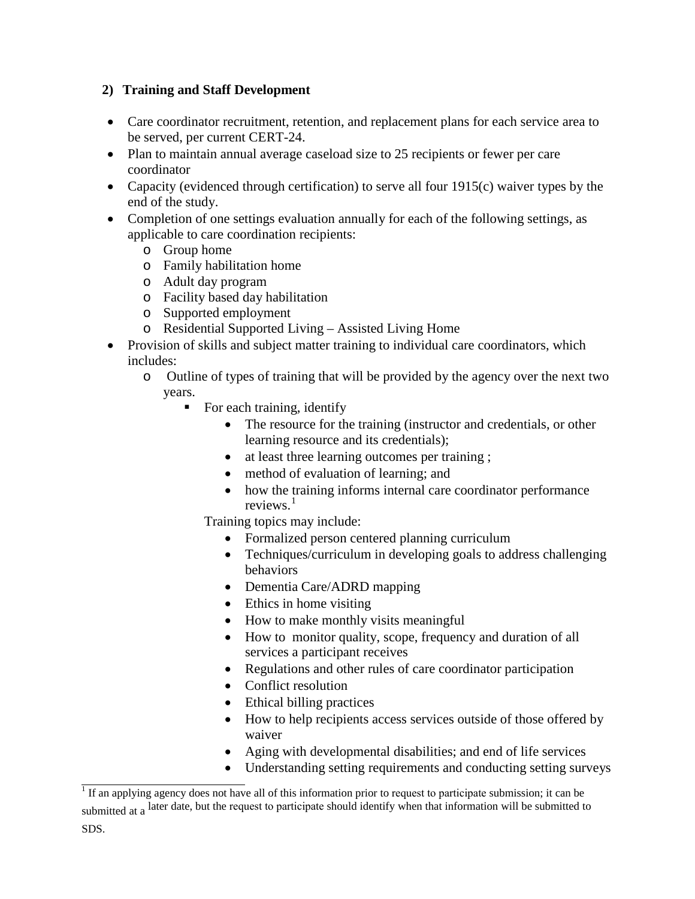**2) Training and Staff Development**

- Care coordinator recruitment, retention, and replacement plans for each service area to be served, per current CERT-24.
- Plan to maintain annual average caseload size to 25 recipients or fewer per care coordinator
- Capacity (evidenced through certification) to serve all four 1915(c) waiver types by the end of the study.
- Completion of one settings evaluation annually for each of the following settings, as applicable to care coordination recipients:
  - Group home
  - Family habilitation home
  - Adult day program
  - Facility based day habilitation
  - Supported employment
  - Residential Supported Living – Assisted Living Home
- Provision of skills and subject matter training to individual care coordinators, which includes:
  - Outline of types of training that will be provided by the agency over the next two years.
    - For each training, identify
      - The resource for the training (instructor and credentials, or other learning resource and its credentials);
      - at least three learning outcomes per training ;
      - method of evaluation of learning; and
      - how the training informs internal care coordinator performance reviews.[1]

    Training topics may include:
      - Formalized person centered planning curriculum
      - Techniques/curriculum in developing goals to address challenging behaviors
      - Dementia Care/ADRD mapping
      - Ethics in home visiting
      - How to make monthly visits meaningful
      - How to monitor quality, scope, frequency and duration of all services a participant receives
      - Regulations and other rules of care coordinator participation
      - Conflict resolution
      - Ethical billing practices
      - How to help recipients access services outside of those offered by waiver
      - Aging with developmental disabilities; and end of life services
      - Understanding setting requirements and conducting setting surveys

[1] If an applying agency does not have all of this information prior to request to participate submission; it can be submitted at a later date, but the request to participate should identify when that information will be submitted to SDS.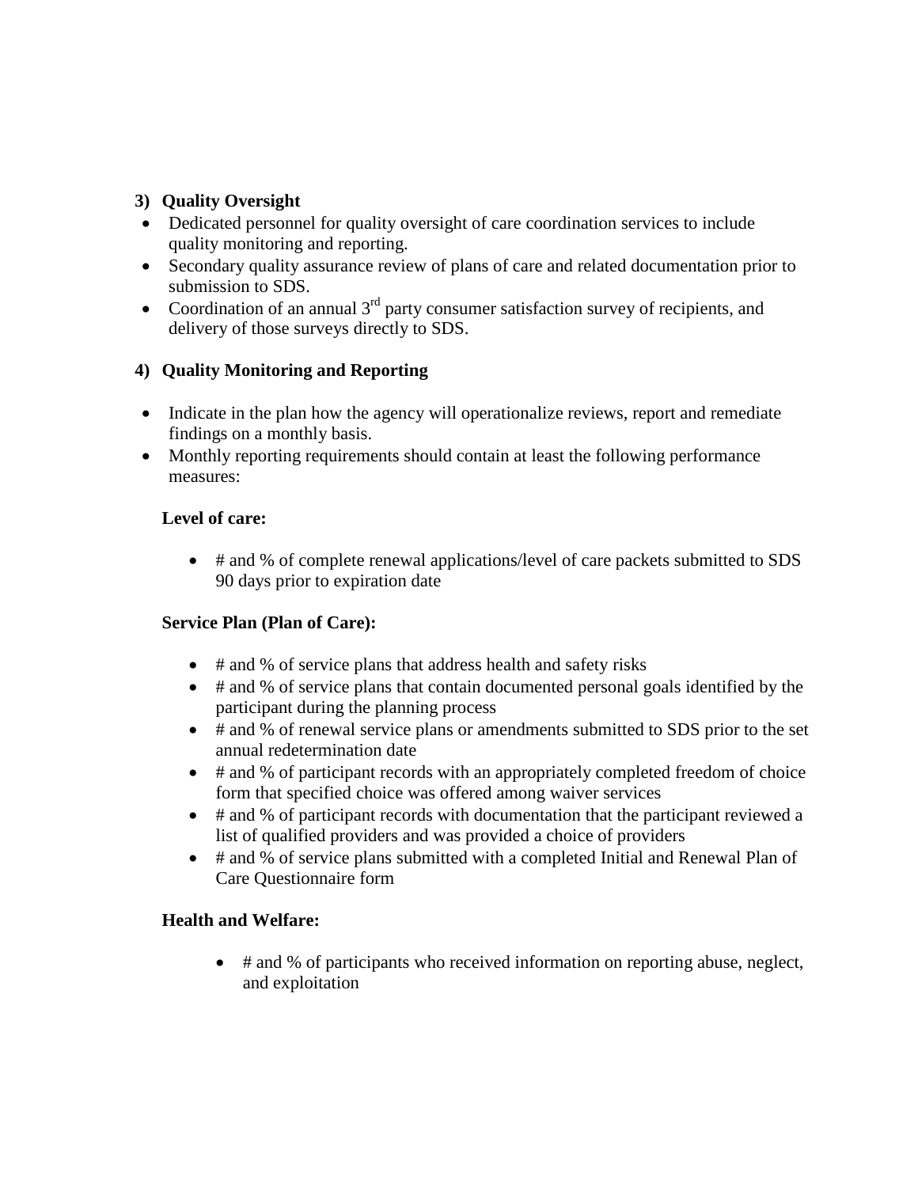**3) Quality Oversight**

- Dedicated personnel for quality oversight of care coordination services to include quality monitoring and reporting.
- Secondary quality assurance review of plans of care and related documentation prior to submission to SDS.
- Coordination of an annual 3rd party consumer satisfaction survey of recipients, and delivery of those surveys directly to SDS.

**4) Quality Monitoring and Reporting**

- Indicate in the plan how the agency will operationalize reviews, report and remediate findings on a monthly basis.
- Monthly reporting requirements should contain at least the following performance measures:

**Level of care:**

- # and % of complete renewal applications/level of care packets submitted to SDS 90 days prior to expiration date

**Service Plan (Plan of Care):**

- # and % of service plans that address health and safety risks
- # and % of service plans that contain documented personal goals identified by the participant during the planning process
- # and % of renewal service plans or amendments submitted to SDS prior to the set annual redetermination date
- # and % of participant records with an appropriately completed freedom of choice form that specified choice was offered among waiver services
- # and % of participant records with documentation that the participant reviewed a list of qualified providers and was provided a choice of providers
- # and % of service plans submitted with a completed Initial and Renewal Plan of Care Questionnaire form

**Health and Welfare:**

- # and % of participants who received information on reporting abuse, neglect, and exploitation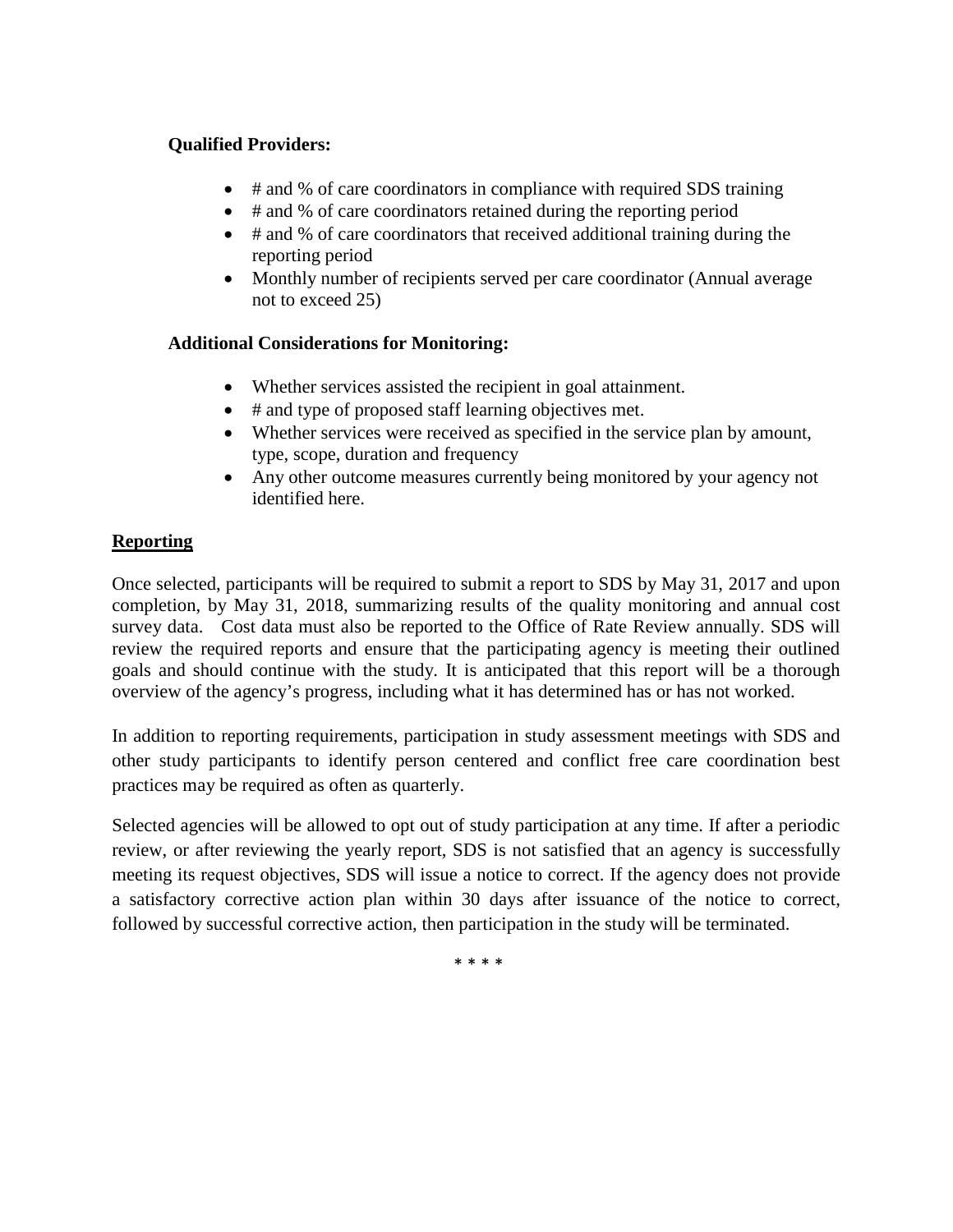**Qualified Providers:**

- # and % of care coordinators in compliance with required SDS training
- # and % of care coordinators retained during the reporting period
- # and % of care coordinators that received additional training during the reporting period
- Monthly number of recipients served per care coordinator (Annual average not to exceed 25)

**Additional Considerations for Monitoring:**

- Whether services assisted the recipient in goal attainment.
- # and type of proposed staff learning objectives met.
- Whether services were received as specified in the service plan by amount, type, scope, duration and frequency
- Any other outcome measures currently being monitored by your agency not identified here.

**Reporting**

Once selected, participants will be required to submit a report to SDS by May 31, 2017 and upon completion, by May 31, 2018, summarizing results of the quality monitoring and annual cost survey data. Cost data must also be reported to the Office of Rate Review annually. SDS will review the required reports and ensure that the participating agency is meeting their outlined goals and should continue with the study. It is anticipated that this report will be a thorough overview of the agency's progress, including what it has determined has or has not worked.

In addition to reporting requirements, participation in study assessment meetings with SDS and other study participants to identify person centered and conflict free care coordination best practices may be required as often as quarterly.

Selected agencies will be allowed to opt out of study participation at any time. If after a periodic review, or after reviewing the yearly report, SDS is not satisfied that an agency is successfully meeting its request objectives, SDS will issue a notice to correct. If the agency does not provide a satisfactory corrective action plan within 30 days after issuance of the notice to correct, followed by successful corrective action, then participation in the study will be terminated.

* * * *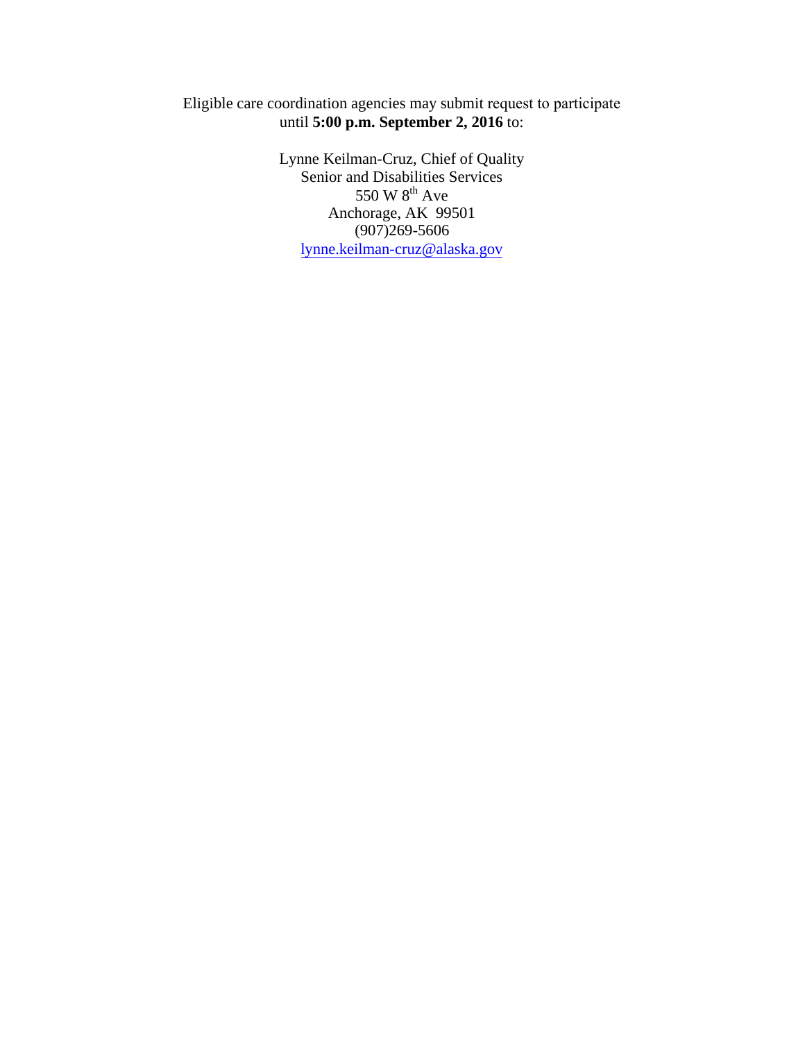Eligible care coordination agencies may submit request to participate until **5:00 p.m. September 2, 2016** to:

Lynne Keilman-Cruz, Chief of Quality
Senior and Disabilities Services
550 W 8th Ave
Anchorage, AK 99501
(907)269-5606
lynne.keilman-cruz@alaska.gov